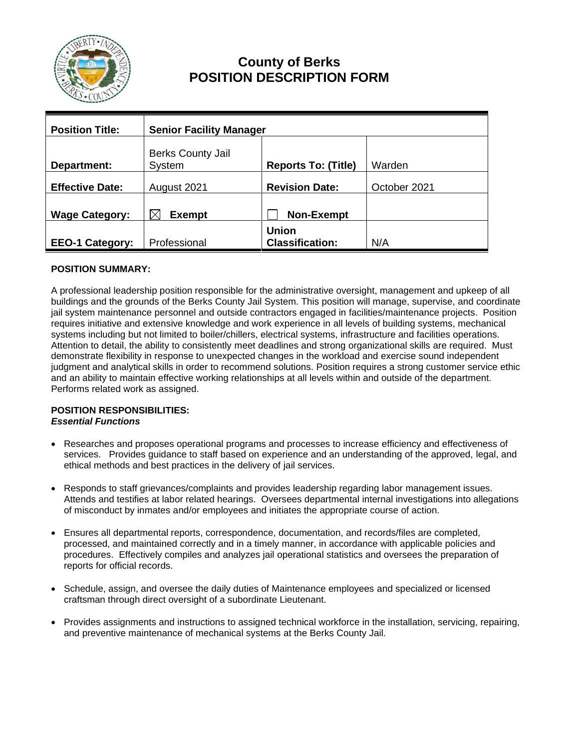# County of Berks
# POSITION DESCRIPTION FORM

| **Position Title:** | **Senior Facility Manager** | | |
|---|---|---|---|
| **Department:** | Berks County Jail System | **Reports To: (Title)** | Warden |
| **Effective Date:** | August 2021 | **Revision Date:** | October 2021 |
| **Wage Category:** | ☒ **Exempt** | ☐ **Non-Exempt** | |
| **EEO-1 Category:** | Professional | **Union Classification:** | N/A |

**POSITION SUMMARY:**

A professional leadership position responsible for the administrative oversight, management and upkeep of all buildings and the grounds of the Berks County Jail System. This position will manage, supervise, and coordinate jail system maintenance personnel and outside contractors engaged in facilities/maintenance projects. Position requires initiative and extensive knowledge and work experience in all levels of building systems, mechanical systems including but not limited to boiler/chillers, electrical systems, infrastructure and facilities operations. Attention to detail, the ability to consistently meet deadlines and strong organizational skills are required. Must demonstrate flexibility in response to unexpected changes in the workload and exercise sound independent judgment and analytical skills in order to recommend solutions. Position requires a strong customer service ethic and an ability to maintain effective working relationships at all levels within and outside of the department. Performs related work as assigned.

**POSITION RESPONSIBILITIES:**
***Essential Functions***

- Researches and proposes operational programs and processes to increase efficiency and effectiveness of services. Provides guidance to staff based on experience and an understanding of the approved, legal, and ethical methods and best practices in the delivery of jail services.

- Responds to staff grievances/complaints and provides leadership regarding labor management issues. Attends and testifies at labor related hearings. Oversees departmental internal investigations into allegations of misconduct by inmates and/or employees and initiates the appropriate course of action.

- Ensures all departmental reports, correspondence, documentation, and records/files are completed, processed, and maintained correctly and in a timely manner, in accordance with applicable policies and procedures. Effectively compiles and analyzes jail operational statistics and oversees the preparation of reports for official records.

- Schedule, assign, and oversee the daily duties of Maintenance employees and specialized or licensed craftsman through direct oversight of a subordinate Lieutenant.

- Provides assignments and instructions to assigned technical workforce in the installation, servicing, repairing, and preventive maintenance of mechanical systems at the Berks County Jail.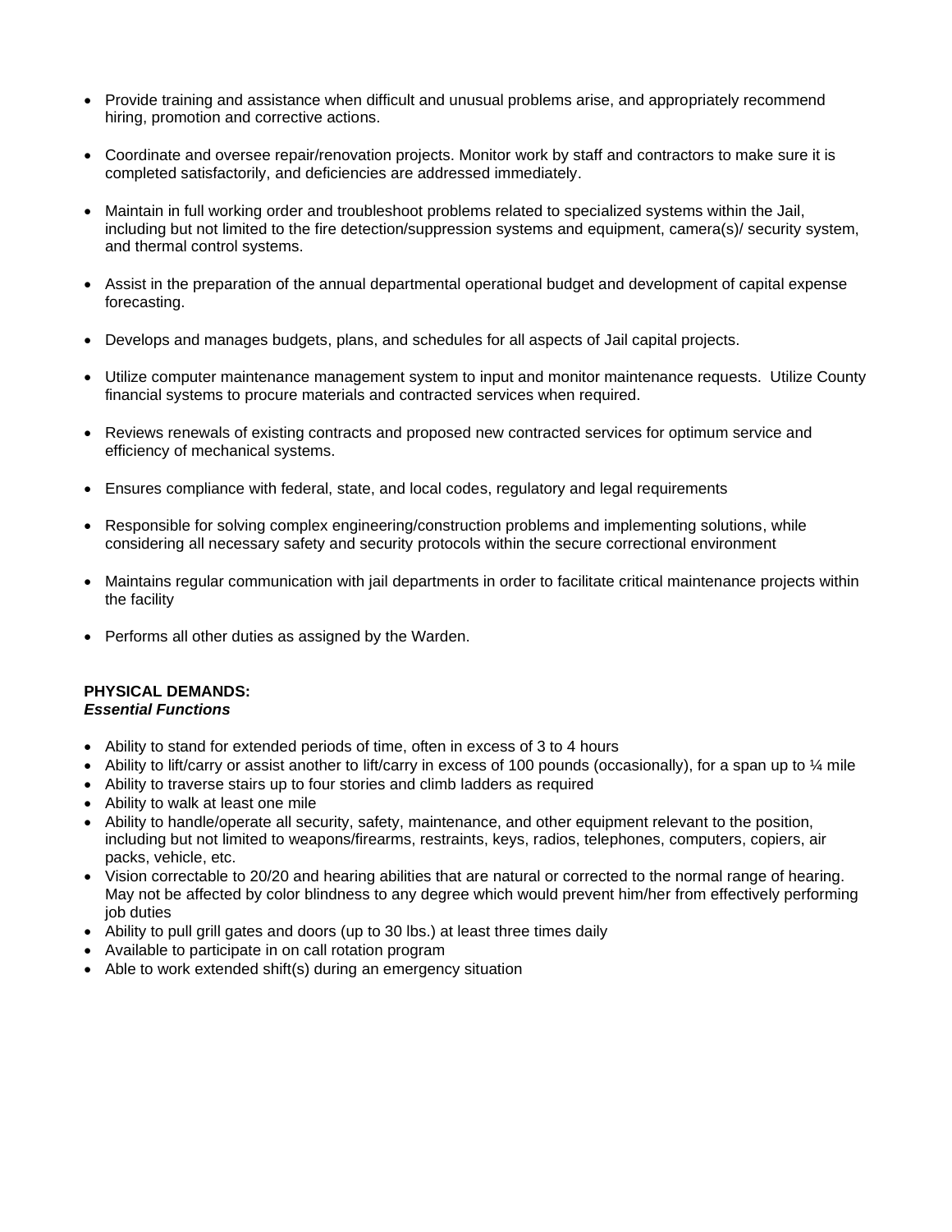- Provide training and assistance when difficult and unusual problems arise, and appropriately recommend hiring, promotion and corrective actions.

- Coordinate and oversee repair/renovation projects. Monitor work by staff and contractors to make sure it is completed satisfactorily, and deficiencies are addressed immediately.

- Maintain in full working order and troubleshoot problems related to specialized systems within the Jail, including but not limited to the fire detection/suppression systems and equipment, camera(s)/ security system, and thermal control systems.

- Assist in the preparation of the annual departmental operational budget and development of capital expense forecasting.

- Develops and manages budgets, plans, and schedules for all aspects of Jail capital projects.

- Utilize computer maintenance management system to input and monitor maintenance requests. Utilize County financial systems to procure materials and contracted services when required.

- Reviews renewals of existing contracts and proposed new contracted services for optimum service and efficiency of mechanical systems.

- Ensures compliance with federal, state, and local codes, regulatory and legal requirements

- Responsible for solving complex engineering/construction problems and implementing solutions, while considering all necessary safety and security protocols within the secure correctional environment

- Maintains regular communication with jail departments in order to facilitate critical maintenance projects within the facility

- Performs all other duties as assigned by the Warden.

**PHYSICAL DEMANDS:**
***Essential Functions***

- Ability to stand for extended periods of time, often in excess of 3 to 4 hours
- Ability to lift/carry or assist another to lift/carry in excess of 100 pounds (occasionally), for a span up to ¼ mile
- Ability to traverse stairs up to four stories and climb ladders as required
- Ability to walk at least one mile
- Ability to handle/operate all security, safety, maintenance, and other equipment relevant to the position, including but not limited to weapons/firearms, restraints, keys, radios, telephones, computers, copiers, air packs, vehicle, etc.
- Vision correctable to 20/20 and hearing abilities that are natural or corrected to the normal range of hearing. May not be affected by color blindness to any degree which would prevent him/her from effectively performing job duties
- Ability to pull grill gates and doors (up to 30 lbs.) at least three times daily
- Available to participate in on call rotation program
- Able to work extended shift(s) during an emergency situation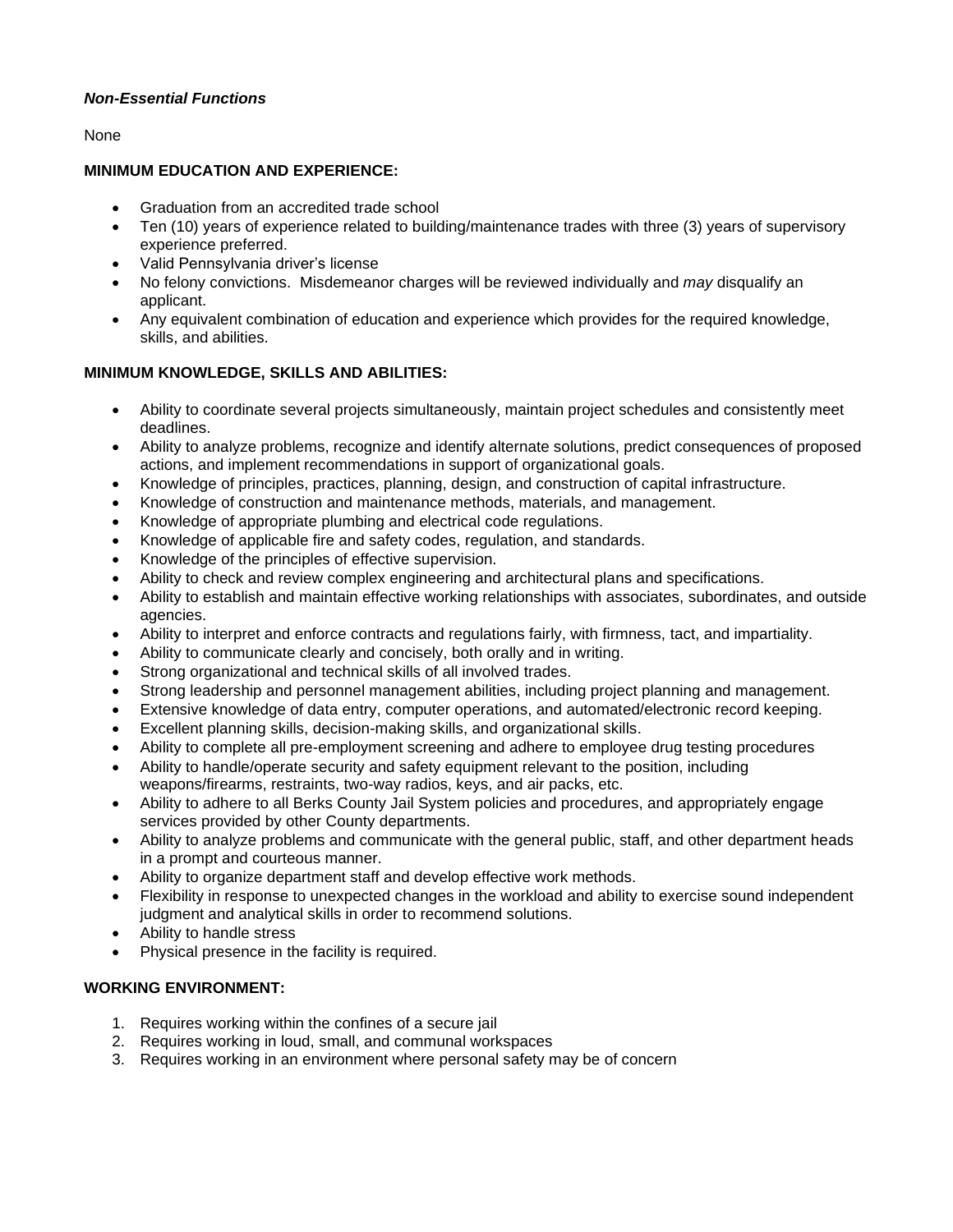***Non-Essential Functions***

None

**MINIMUM EDUCATION AND EXPERIENCE:**

- Graduation from an accredited trade school
- Ten (10) years of experience related to building/maintenance trades with three (3) years of supervisory experience preferred.
- Valid Pennsylvania driver's license
- No felony convictions. Misdemeanor charges will be reviewed individually and *may* disqualify an applicant.
- Any equivalent combination of education and experience which provides for the required knowledge, skills, and abilities.

**MINIMUM KNOWLEDGE, SKILLS AND ABILITIES:**

- Ability to coordinate several projects simultaneously, maintain project schedules and consistently meet deadlines.
- Ability to analyze problems, recognize and identify alternate solutions, predict consequences of proposed actions, and implement recommendations in support of organizational goals.
- Knowledge of principles, practices, planning, design, and construction of capital infrastructure.
- Knowledge of construction and maintenance methods, materials, and management.
- Knowledge of appropriate plumbing and electrical code regulations.
- Knowledge of applicable fire and safety codes, regulation, and standards.
- Knowledge of the principles of effective supervision.
- Ability to check and review complex engineering and architectural plans and specifications.
- Ability to establish and maintain effective working relationships with associates, subordinates, and outside agencies.
- Ability to interpret and enforce contracts and regulations fairly, with firmness, tact, and impartiality.
- Ability to communicate clearly and concisely, both orally and in writing.
- Strong organizational and technical skills of all involved trades.
- Strong leadership and personnel management abilities, including project planning and management.
- Extensive knowledge of data entry, computer operations, and automated/electronic record keeping.
- Excellent planning skills, decision-making skills, and organizational skills.
- Ability to complete all pre-employment screening and adhere to employee drug testing procedures
- Ability to handle/operate security and safety equipment relevant to the position, including weapons/firearms, restraints, two-way radios, keys, and air packs, etc.
- Ability to adhere to all Berks County Jail System policies and procedures, and appropriately engage services provided by other County departments.
- Ability to analyze problems and communicate with the general public, staff, and other department heads in a prompt and courteous manner.
- Ability to organize department staff and develop effective work methods.
- Flexibility in response to unexpected changes in the workload and ability to exercise sound independent judgment and analytical skills in order to recommend solutions.
- Ability to handle stress
- Physical presence in the facility is required.

**WORKING ENVIRONMENT:**

1. Requires working within the confines of a secure jail
2. Requires working in loud, small, and communal workspaces
3. Requires working in an environment where personal safety may be of concern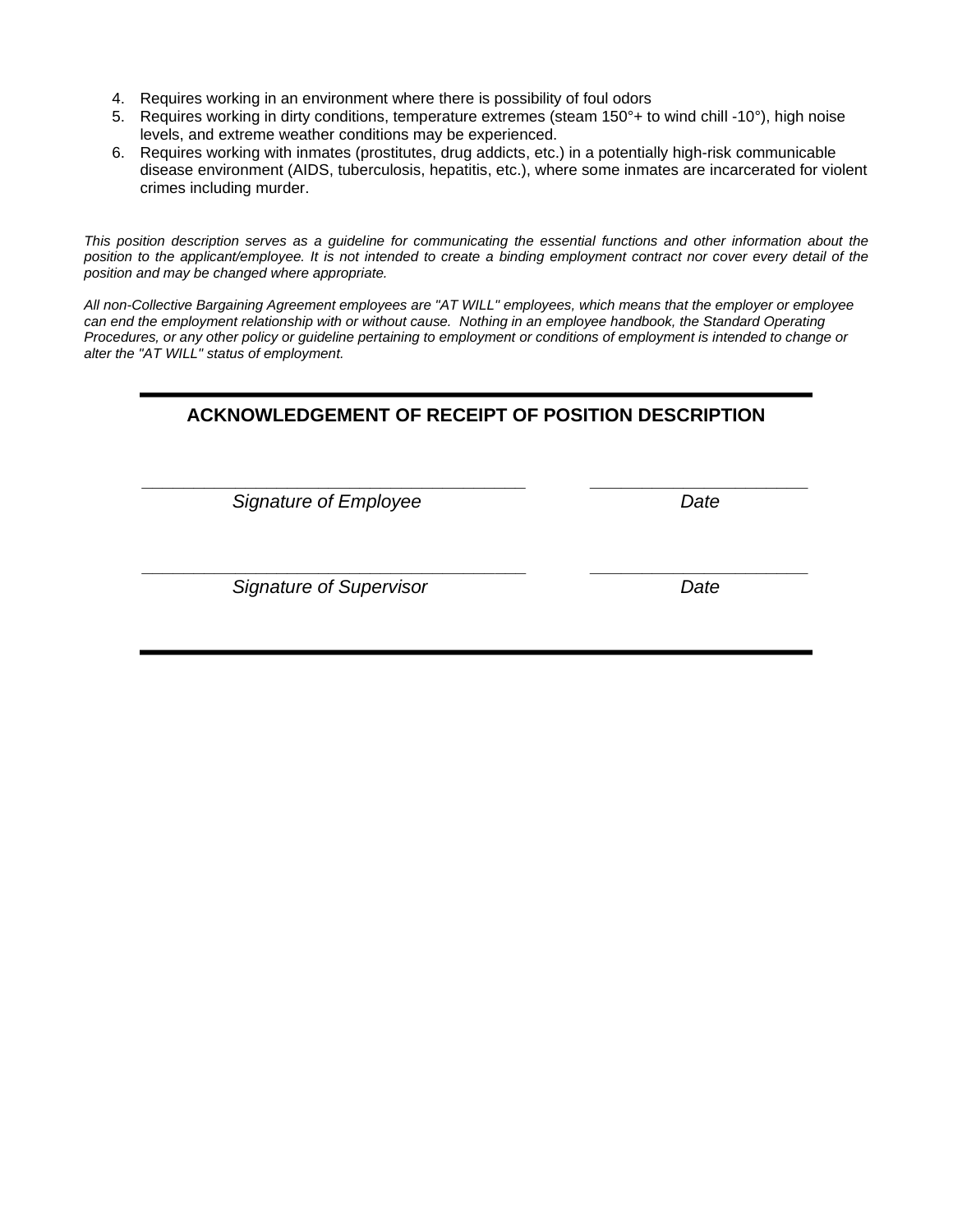4. Requires working in an environment where there is possibility of foul odors
5. Requires working in dirty conditions, temperature extremes (steam 150°+ to wind chill -10°), high noise levels, and extreme weather conditions may be experienced.
6. Requires working with inmates (prostitutes, drug addicts, etc.) in a potentially high-risk communicable disease environment (AIDS, tuberculosis, hepatitis, etc.), where some inmates are incarcerated for violent crimes including murder.

*This position description serves as a guideline for communicating the essential functions and other information about the position to the applicant/employee. It is not intended to create a binding employment contract nor cover every detail of the position and may be changed where appropriate.*

*All non-Collective Bargaining Agreement employees are "AT WILL" employees, which means that the employer or employee can end the employment relationship with or without cause. Nothing in an employee handbook, the Standard Operating Procedures, or any other policy or guideline pertaining to employment or conditions of employment is intended to change or alter the "AT WILL" status of employment.*

---

## ACKNOWLEDGEMENT OF RECEIPT OF POSITION DESCRIPTION

_______________________________________ &nbsp;&nbsp;&nbsp;&nbsp; ______________________

*Signature of Employee* &nbsp;&nbsp;&nbsp;&nbsp; *Date*

_______________________________________ &nbsp;&nbsp;&nbsp;&nbsp; ______________________

*Signature of Supervisor* &nbsp;&nbsp;&nbsp;&nbsp; *Date*

---